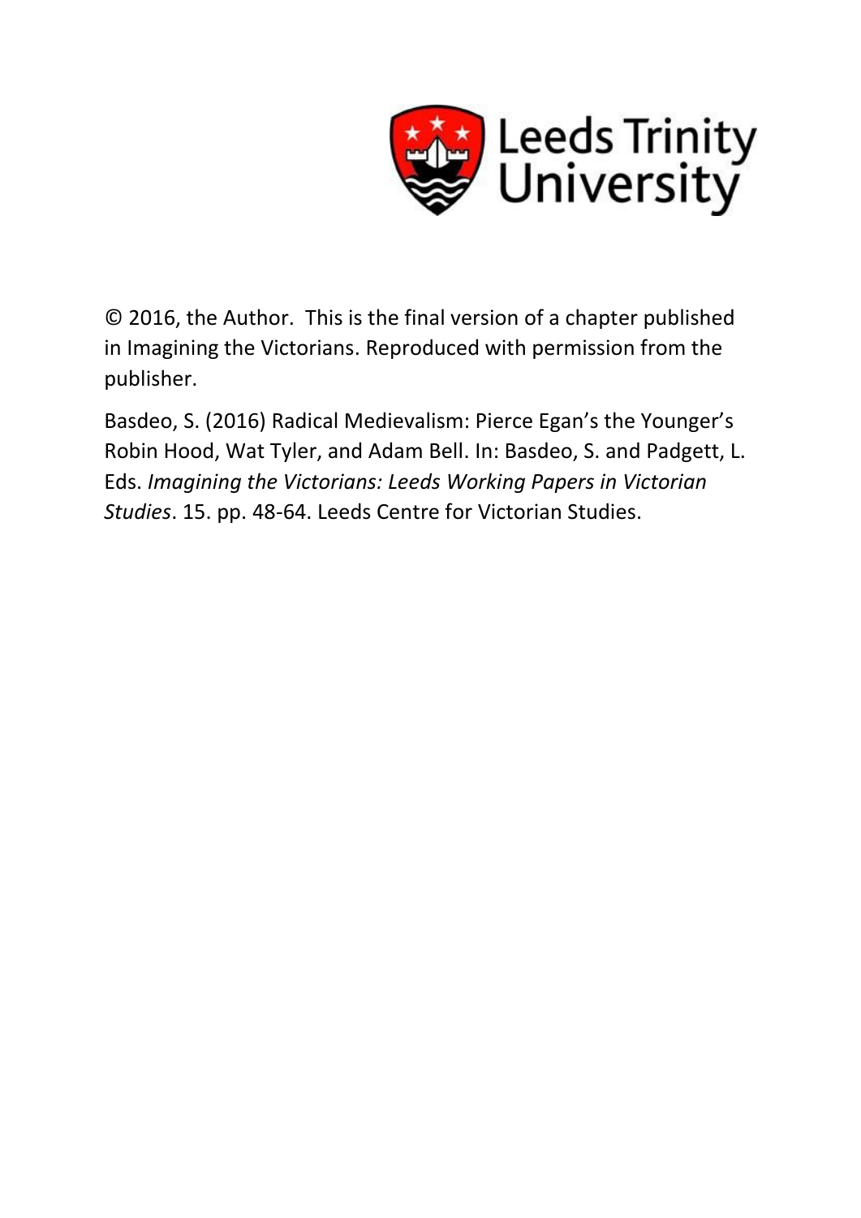Leeds Trinity University

© 2016, the Author. This is the final version of a chapter published in Imagining the Victorians. Reproduced with permission from the publisher.

Basdeo, S. (2016) Radical Medievalism: Pierce Egan's the Younger's Robin Hood, Wat Tyler, and Adam Bell. In: Basdeo, S. and Padgett, L. Eds. *Imagining the Victorians: Leeds Working Papers in Victorian Studies*. 15. pp. 48-64. Leeds Centre for Victorian Studies.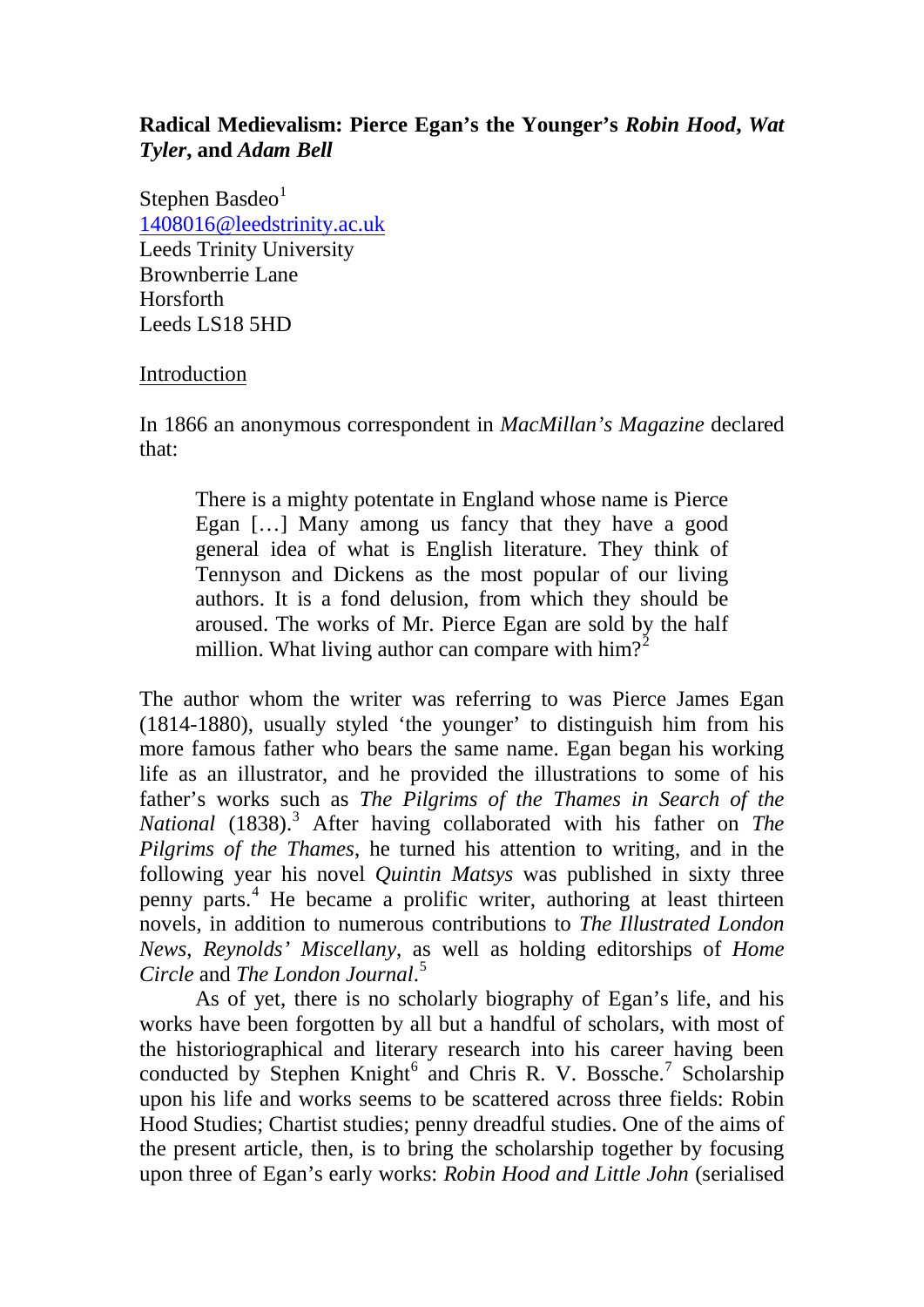**Radical Medievalism: Pierce Egan's the Younger's *Robin Hood*, *Wat Tyler*, and *Adam Bell***

Stephen Basdeo[1]
1408016@leedstrinity.ac.uk
Leeds Trinity University
Brownberrie Lane
Horsforth
Leeds LS18 5HD

Introduction

In 1866 an anonymous correspondent in *MacMillan's Magazine* declared that:

> There is a mighty potentate in England whose name is Pierce Egan […] Many among us fancy that they have a good general idea of what is English literature. They think of Tennyson and Dickens as the most popular of our living authors. It is a fond delusion, from which they should be aroused. The works of Mr. Pierce Egan are sold by the half million. What living author can compare with him?[2]

The author whom the writer was referring to was Pierce James Egan (1814-1880), usually styled 'the younger' to distinguish him from his more famous father who bears the same name. Egan began his working life as an illustrator, and he provided the illustrations to some of his father's works such as *The Pilgrims of the Thames in Search of the National* (1838).[3] After having collaborated with his father on *The Pilgrims of the Thames*, he turned his attention to writing, and in the following year his novel *Quintin Matsys* was published in sixty three penny parts.[4] He became a prolific writer, authoring at least thirteen novels, in addition to numerous contributions to *The Illustrated London News*, *Reynolds' Miscellany*, as well as holding editorships of *Home Circle* and *The London Journal*.[5]

As of yet, there is no scholarly biography of Egan's life, and his works have been forgotten by all but a handful of scholars, with most of the historiographical and literary research into his career having been conducted by Stephen Knight[6] and Chris R. V. Bossche.[7] Scholarship upon his life and works seems to be scattered across three fields: Robin Hood Studies; Chartist studies; penny dreadful studies. One of the aims of the present article, then, is to bring the scholarship together by focusing upon three of Egan's early works: *Robin Hood and Little John* (serialised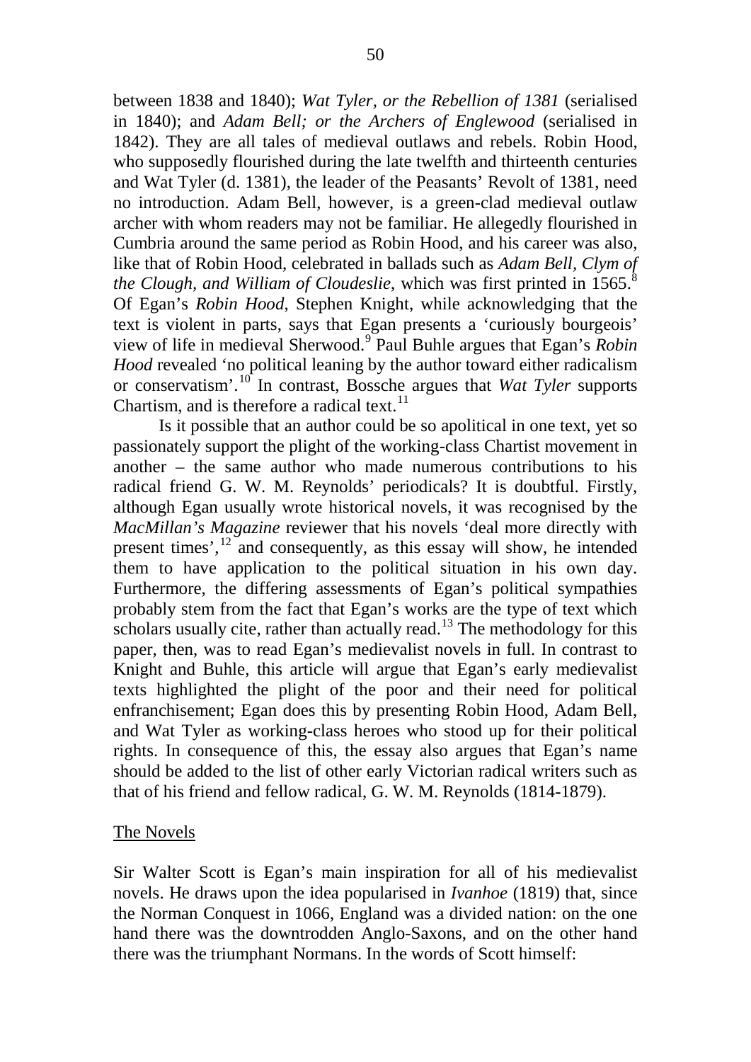between 1838 and 1840); *Wat Tyler, or the Rebellion of 1381* (serialised in 1840); and *Adam Bell; or the Archers of Englewood* (serialised in 1842). They are all tales of medieval outlaws and rebels. Robin Hood, who supposedly flourished during the late twelfth and thirteenth centuries and Wat Tyler (d. 1381), the leader of the Peasants' Revolt of 1381, need no introduction. Adam Bell, however, is a green-clad medieval outlaw archer with whom readers may not be familiar. He allegedly flourished in Cumbria around the same period as Robin Hood, and his career was also, like that of Robin Hood, celebrated in ballads such as *Adam Bell, Clym of the Clough, and William of Cloudeslie*, which was first printed in 1565.[8] Of Egan's *Robin Hood*, Stephen Knight, while acknowledging that the text is violent in parts, says that Egan presents a 'curiously bourgeois' view of life in medieval Sherwood.[9] Paul Buhle argues that Egan's *Robin Hood* revealed 'no political leaning by the author toward either radicalism or conservatism'.[10] In contrast, Bossche argues that *Wat Tyler* supports Chartism, and is therefore a radical text.[11]

Is it possible that an author could be so apolitical in one text, yet so passionately support the plight of the working-class Chartist movement in another – the same author who made numerous contributions to his radical friend G. W. M. Reynolds' periodicals? It is doubtful. Firstly, although Egan usually wrote historical novels, it was recognised by the *MacMillan's Magazine* reviewer that his novels 'deal more directly with present times',[12] and consequently, as this essay will show, he intended them to have application to the political situation in his own day. Furthermore, the differing assessments of Egan's political sympathies probably stem from the fact that Egan's works are the type of text which scholars usually cite, rather than actually read.[13] The methodology for this paper, then, was to read Egan's medievalist novels in full. In contrast to Knight and Buhle, this article will argue that Egan's early medievalist texts highlighted the plight of the poor and their need for political enfranchisement; Egan does this by presenting Robin Hood, Adam Bell, and Wat Tyler as working-class heroes who stood up for their political rights. In consequence of this, the essay also argues that Egan's name should be added to the list of other early Victorian radical writers such as that of his friend and fellow radical, G. W. M. Reynolds (1814-1879).

## The Novels

Sir Walter Scott is Egan's main inspiration for all of his medievalist novels. He draws upon the idea popularised in *Ivanhoe* (1819) that, since the Norman Conquest in 1066, England was a divided nation: on the one hand there was the downtrodden Anglo-Saxons, and on the other hand there was the triumphant Normans. In the words of Scott himself: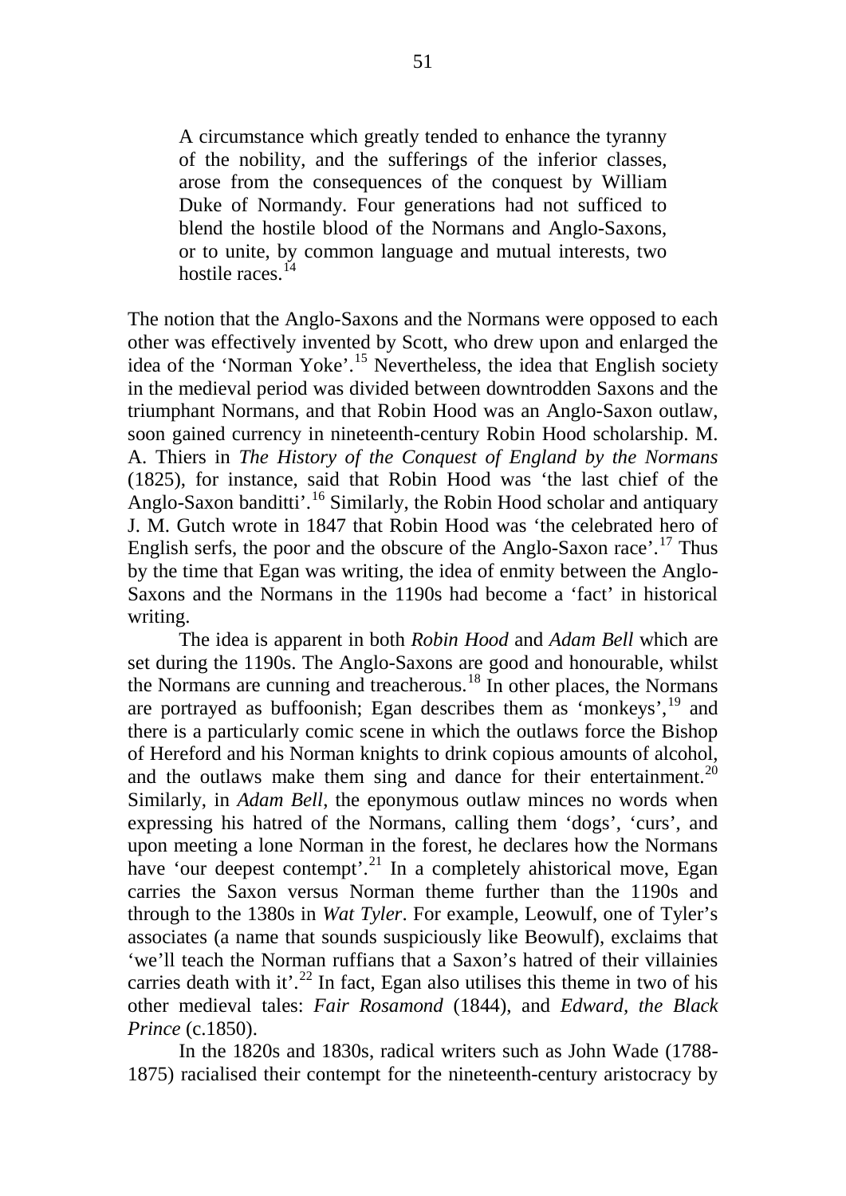> A circumstance which greatly tended to enhance the tyranny of the nobility, and the sufferings of the inferior classes, arose from the consequences of the conquest by William Duke of Normandy. Four generations had not sufficed to blend the hostile blood of the Normans and Anglo-Saxons, or to unite, by common language and mutual interests, two hostile races.[14]

The notion that the Anglo-Saxons and the Normans were opposed to each other was effectively invented by Scott, who drew upon and enlarged the idea of the 'Norman Yoke'.[15] Nevertheless, the idea that English society in the medieval period was divided between downtrodden Saxons and the triumphant Normans, and that Robin Hood was an Anglo-Saxon outlaw, soon gained currency in nineteenth-century Robin Hood scholarship. M. A. Thiers in *The History of the Conquest of England by the Normans* (1825), for instance, said that Robin Hood was 'the last chief of the Anglo-Saxon banditti'.[16] Similarly, the Robin Hood scholar and antiquary J. M. Gutch wrote in 1847 that Robin Hood was 'the celebrated hero of English serfs, the poor and the obscure of the Anglo-Saxon race'.[17] Thus by the time that Egan was writing, the idea of enmity between the Anglo-Saxons and the Normans in the 1190s had become a 'fact' in historical writing.

The idea is apparent in both *Robin Hood* and *Adam Bell* which are set during the 1190s. The Anglo-Saxons are good and honourable, whilst the Normans are cunning and treacherous.[18] In other places, the Normans are portrayed as buffoonish; Egan describes them as 'monkeys',[19] and there is a particularly comic scene in which the outlaws force the Bishop of Hereford and his Norman knights to drink copious amounts of alcohol, and the outlaws make them sing and dance for their entertainment.[20] Similarly, in *Adam Bell*, the eponymous outlaw minces no words when expressing his hatred of the Normans, calling them 'dogs', 'curs', and upon meeting a lone Norman in the forest, he declares how the Normans have 'our deepest contempt'.[21] In a completely ahistorical move, Egan carries the Saxon versus Norman theme further than the 1190s and through to the 1380s in *Wat Tyler*. For example, Leowulf, one of Tyler's associates (a name that sounds suspiciously like Beowulf), exclaims that 'we'll teach the Norman ruffians that a Saxon's hatred of their villainies carries death with it'.[22] In fact, Egan also utilises this theme in two of his other medieval tales: *Fair Rosamond* (1844), and *Edward, the Black Prince* (c.1850).

In the 1820s and 1830s, radical writers such as John Wade (1788-1875) racialised their contempt for the nineteenth-century aristocracy by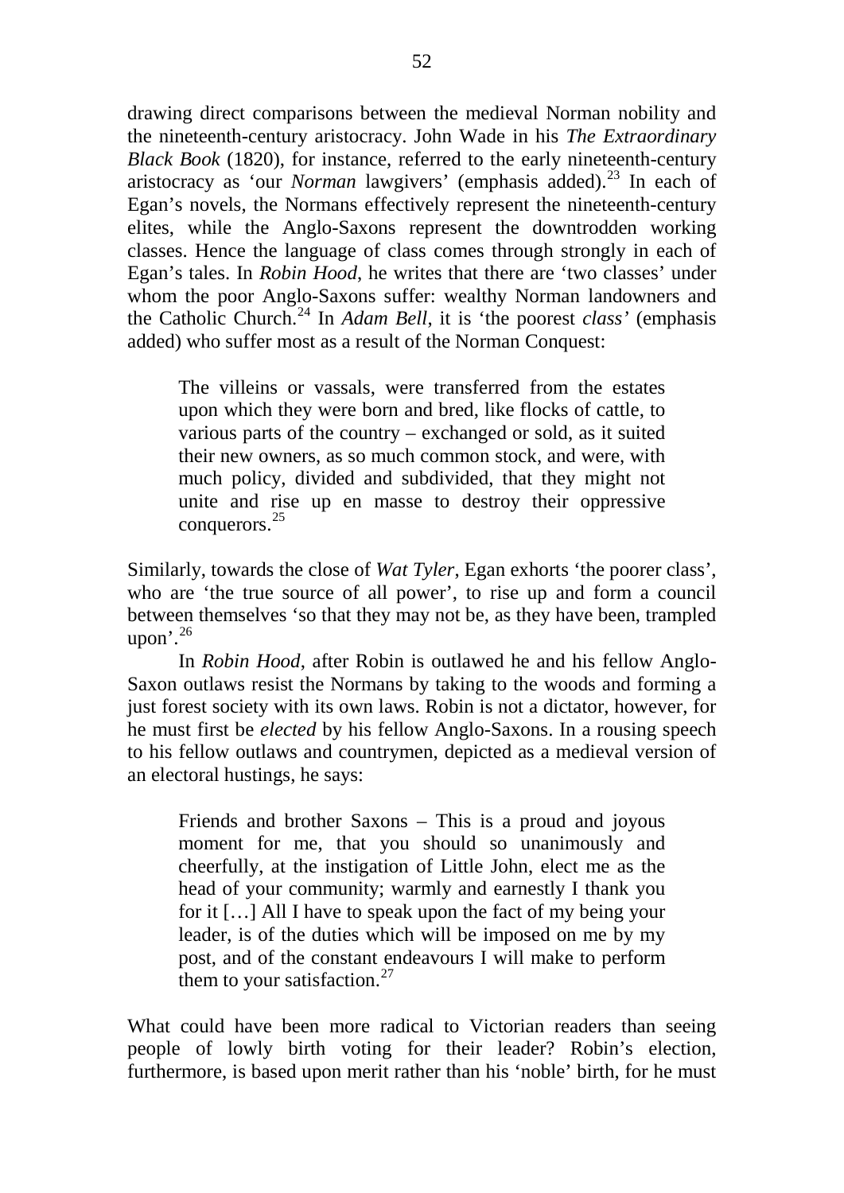drawing direct comparisons between the medieval Norman nobility and the nineteenth-century aristocracy. John Wade in his *The Extraordinary Black Book* (1820), for instance, referred to the early nineteenth-century aristocracy as 'our *Norman* lawgivers' (emphasis added).[23] In each of Egan's novels, the Normans effectively represent the nineteenth-century elites, while the Anglo-Saxons represent the downtrodden working classes. Hence the language of class comes through strongly in each of Egan's tales. In *Robin Hood*, he writes that there are 'two classes' under whom the poor Anglo-Saxons suffer: wealthy Norman landowners and the Catholic Church.[24] In *Adam Bell*, it is 'the poorest *class'* (emphasis added) who suffer most as a result of the Norman Conquest:

> The villeins or vassals, were transferred from the estates upon which they were born and bred, like flocks of cattle, to various parts of the country – exchanged or sold, as it suited their new owners, as so much common stock, and were, with much policy, divided and subdivided, that they might not unite and rise up en masse to destroy their oppressive conquerors.[25]

Similarly, towards the close of *Wat Tyler*, Egan exhorts 'the poorer class', who are 'the true source of all power', to rise up and form a council between themselves 'so that they may not be, as they have been, trampled upon'.[26]

In *Robin Hood*, after Robin is outlawed he and his fellow Anglo-Saxon outlaws resist the Normans by taking to the woods and forming a just forest society with its own laws. Robin is not a dictator, however, for he must first be *elected* by his fellow Anglo-Saxons. In a rousing speech to his fellow outlaws and countrymen, depicted as a medieval version of an electoral hustings, he says:

> Friends and brother Saxons – This is a proud and joyous moment for me, that you should so unanimously and cheerfully, at the instigation of Little John, elect me as the head of your community; warmly and earnestly I thank you for it […] All I have to speak upon the fact of my being your leader, is of the duties which will be imposed on me by my post, and of the constant endeavours I will make to perform them to your satisfaction.[27]

What could have been more radical to Victorian readers than seeing people of lowly birth voting for their leader? Robin's election, furthermore, is based upon merit rather than his 'noble' birth, for he must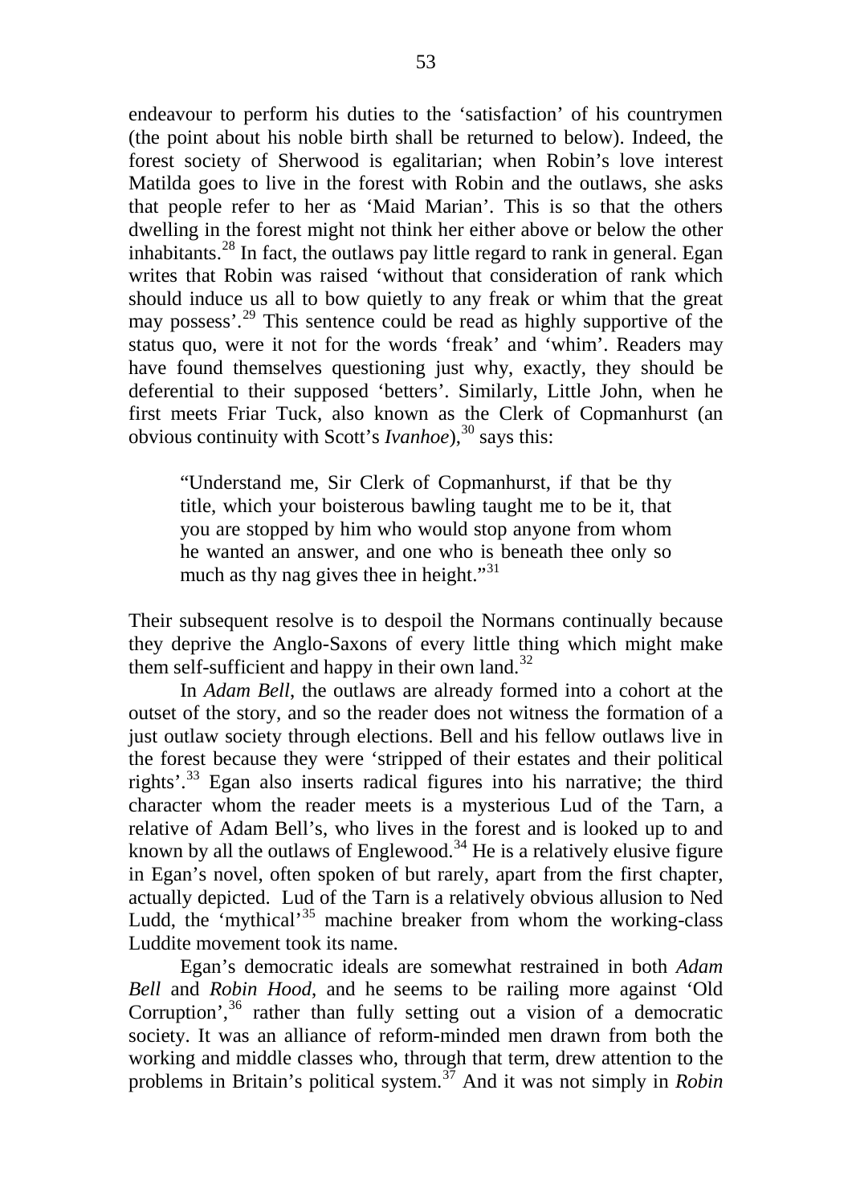endeavour to perform his duties to the 'satisfaction' of his countrymen (the point about his noble birth shall be returned to below). Indeed, the forest society of Sherwood is egalitarian; when Robin's love interest Matilda goes to live in the forest with Robin and the outlaws, she asks that people refer to her as 'Maid Marian'. This is so that the others dwelling in the forest might not think her either above or below the other inhabitants.[28] In fact, the outlaws pay little regard to rank in general. Egan writes that Robin was raised 'without that consideration of rank which should induce us all to bow quietly to any freak or whim that the great may possess'.[29] This sentence could be read as highly supportive of the status quo, were it not for the words 'freak' and 'whim'. Readers may have found themselves questioning just why, exactly, they should be deferential to their supposed 'betters'. Similarly, Little John, when he first meets Friar Tuck, also known as the Clerk of Copmanhurst (an obvious continuity with Scott's *Ivanhoe*),[30] says this:

> "Understand me, Sir Clerk of Copmanhurst, if that be thy title, which your boisterous bawling taught me to be it, that you are stopped by him who would stop anyone from whom he wanted an answer, and one who is beneath thee only so much as thy nag gives thee in height."[31]

Their subsequent resolve is to despoil the Normans continually because they deprive the Anglo-Saxons of every little thing which might make them self-sufficient and happy in their own land.[32]

In *Adam Bell*, the outlaws are already formed into a cohort at the outset of the story, and so the reader does not witness the formation of a just outlaw society through elections. Bell and his fellow outlaws live in the forest because they were 'stripped of their estates and their political rights'.[33] Egan also inserts radical figures into his narrative; the third character whom the reader meets is a mysterious Lud of the Tarn, a relative of Adam Bell's, who lives in the forest and is looked up to and known by all the outlaws of Englewood.[34] He is a relatively elusive figure in Egan's novel, often spoken of but rarely, apart from the first chapter, actually depicted. Lud of the Tarn is a relatively obvious allusion to Ned Ludd, the 'mythical'[35] machine breaker from whom the working-class Luddite movement took its name.

Egan's democratic ideals are somewhat restrained in both *Adam Bell* and *Robin Hood*, and he seems to be railing more against 'Old Corruption',[36] rather than fully setting out a vision of a democratic society. It was an alliance of reform-minded men drawn from both the working and middle classes who, through that term, drew attention to the problems in Britain's political system.[37] And it was not simply in *Robin*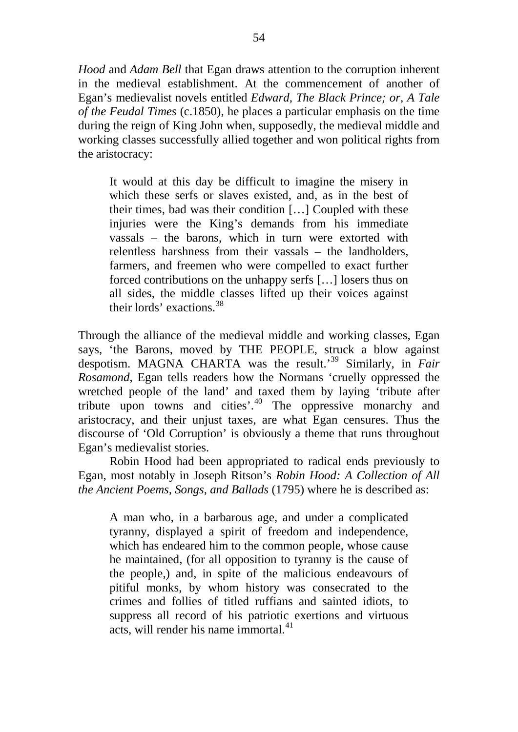*Hood* and *Adam Bell* that Egan draws attention to the corruption inherent in the medieval establishment. At the commencement of another of Egan's medievalist novels entitled *Edward, The Black Prince; or, A Tale of the Feudal Times* (c.1850), he places a particular emphasis on the time during the reign of King John when, supposedly, the medieval middle and working classes successfully allied together and won political rights from the aristocracy:

> It would at this day be difficult to imagine the misery in which these serfs or slaves existed, and, as in the best of their times, bad was their condition […] Coupled with these injuries were the King's demands from his immediate vassals – the barons, which in turn were extorted with relentless harshness from their vassals – the landholders, farmers, and freemen who were compelled to exact further forced contributions on the unhappy serfs […] losers thus on all sides, the middle classes lifted up their voices against their lords' exactions.[38]

Through the alliance of the medieval middle and working classes, Egan says, 'the Barons, moved by THE PEOPLE, struck a blow against despotism. MAGNA CHARTA was the result.'[39] Similarly, in *Fair Rosamond*, Egan tells readers how the Normans 'cruelly oppressed the wretched people of the land' and taxed them by laying 'tribute after tribute upon towns and cities'.[40] The oppressive monarchy and aristocracy, and their unjust taxes, are what Egan censures. Thus the discourse of 'Old Corruption' is obviously a theme that runs throughout Egan's medievalist stories.

Robin Hood had been appropriated to radical ends previously to Egan, most notably in Joseph Ritson's *Robin Hood: A Collection of All the Ancient Poems, Songs, and Ballads* (1795) where he is described as:

> A man who, in a barbarous age, and under a complicated tyranny, displayed a spirit of freedom and independence, which has endeared him to the common people, whose cause he maintained, (for all opposition to tyranny is the cause of the people,) and, in spite of the malicious endeavours of pitiful monks, by whom history was consecrated to the crimes and follies of titled ruffians and sainted idiots, to suppress all record of his patriotic exertions and virtuous acts, will render his name immortal.[41]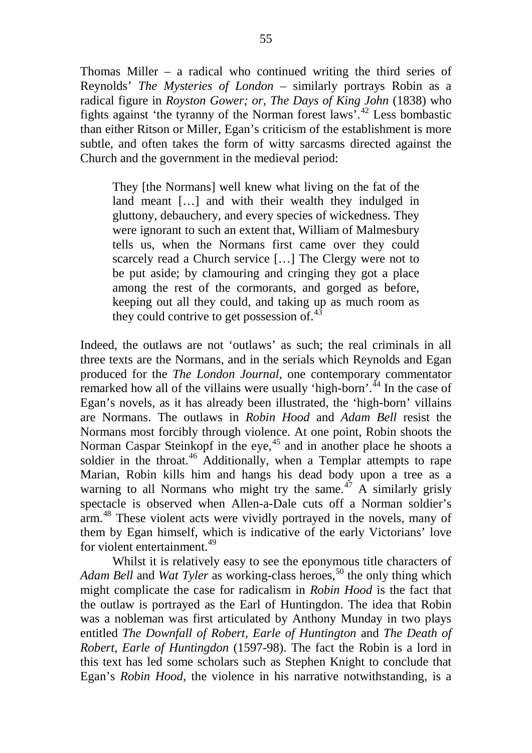Thomas Miller – a radical who continued writing the third series of Reynolds' *The Mysteries of London* – similarly portrays Robin as a radical figure in *Royston Gower; or, The Days of King John* (1838) who fights against 'the tyranny of the Norman forest laws'.[42] Less bombastic than either Ritson or Miller, Egan's criticism of the establishment is more subtle, and often takes the form of witty sarcasms directed against the Church and the government in the medieval period:

> They [the Normans] well knew what living on the fat of the land meant […] and with their wealth they indulged in gluttony, debauchery, and every species of wickedness. They were ignorant to such an extent that, William of Malmesbury tells us, when the Normans first came over they could scarcely read a Church service […] The Clergy were not to be put aside; by clamouring and cringing they got a place among the rest of the cormorants, and gorged as before, keeping out all they could, and taking up as much room as they could contrive to get possession of.[43]

Indeed, the outlaws are not 'outlaws' as such; the real criminals in all three texts are the Normans, and in the serials which Reynolds and Egan produced for the *The London Journal*, one contemporary commentator remarked how all of the villains were usually 'high-born'.[44] In the case of Egan's novels, as it has already been illustrated, the 'high-born' villains are Normans. The outlaws in *Robin Hood* and *Adam Bell* resist the Normans most forcibly through violence. At one point, Robin shoots the Norman Caspar Steinkopf in the eye,[45] and in another place he shoots a soldier in the throat.[46] Additionally, when a Templar attempts to rape Marian, Robin kills him and hangs his dead body upon a tree as a warning to all Normans who might try the same.[47] A similarly grisly spectacle is observed when Allen-a-Dale cuts off a Norman soldier's arm.[48] These violent acts were vividly portrayed in the novels, many of them by Egan himself, which is indicative of the early Victorians' love for violent entertainment.[49]

Whilst it is relatively easy to see the eponymous title characters of *Adam Bell* and *Wat Tyler* as working-class heroes,[50] the only thing which might complicate the case for radicalism in *Robin Hood* is the fact that the outlaw is portrayed as the Earl of Huntingdon. The idea that Robin was a nobleman was first articulated by Anthony Munday in two plays entitled *The Downfall of Robert, Earle of Huntington* and *The Death of Robert, Earle of Huntingdon* (1597-98). The fact the Robin is a lord in this text has led some scholars such as Stephen Knight to conclude that Egan's *Robin Hood*, the violence in his narrative notwithstanding, is a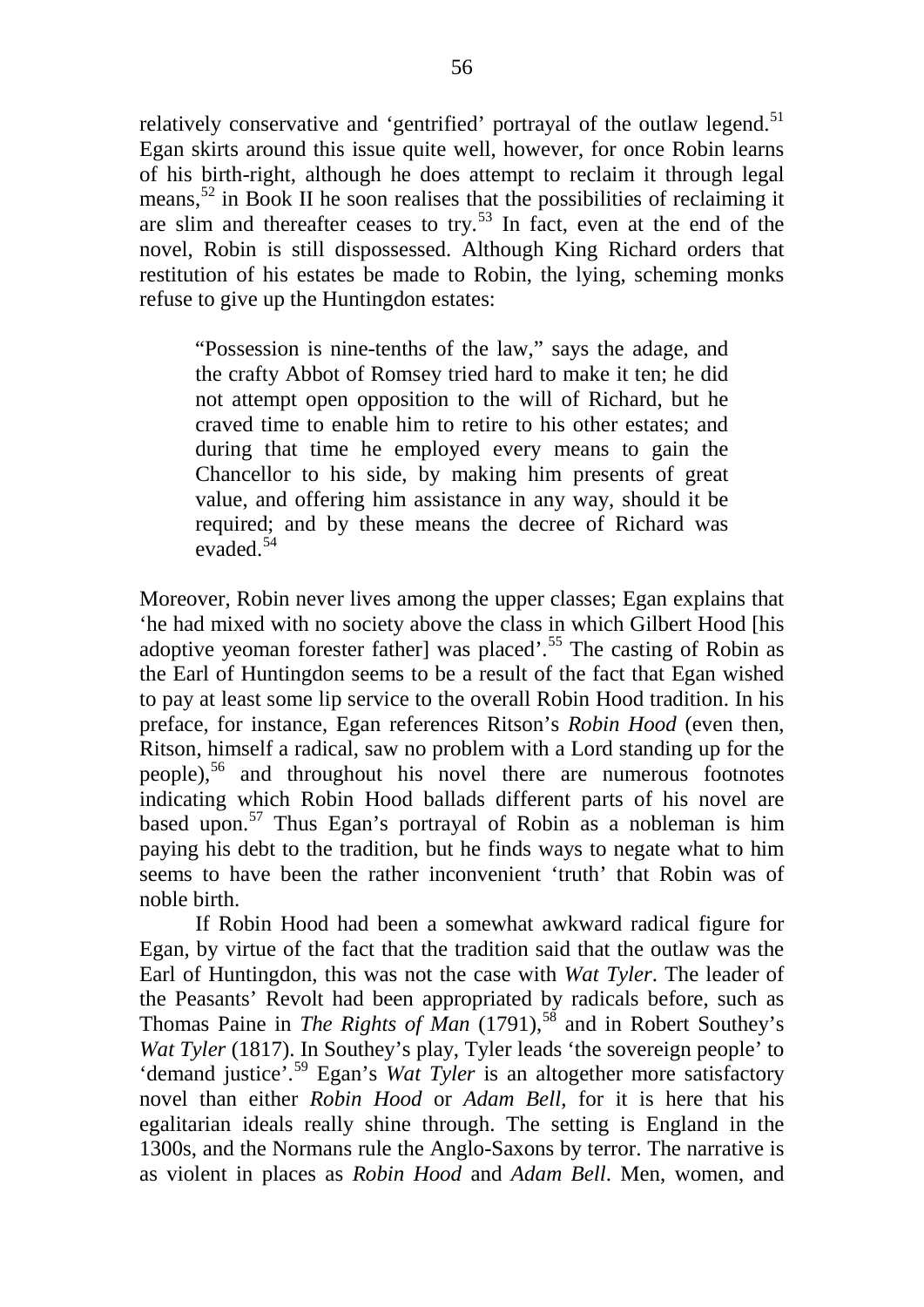relatively conservative and 'gentrified' portrayal of the outlaw legend.[51] Egan skirts around this issue quite well, however, for once Robin learns of his birth-right, although he does attempt to reclaim it through legal means,[52] in Book II he soon realises that the possibilities of reclaiming it are slim and thereafter ceases to try.[53] In fact, even at the end of the novel, Robin is still dispossessed. Although King Richard orders that restitution of his estates be made to Robin, the lying, scheming monks refuse to give up the Huntingdon estates:

> "Possession is nine-tenths of the law," says the adage, and the crafty Abbot of Romsey tried hard to make it ten; he did not attempt open opposition to the will of Richard, but he craved time to enable him to retire to his other estates; and during that time he employed every means to gain the Chancellor to his side, by making him presents of great value, and offering him assistance in any way, should it be required; and by these means the decree of Richard was evaded.[54]

Moreover, Robin never lives among the upper classes; Egan explains that 'he had mixed with no society above the class in which Gilbert Hood [his adoptive yeoman forester father] was placed'.[55] The casting of Robin as the Earl of Huntingdon seems to be a result of the fact that Egan wished to pay at least some lip service to the overall Robin Hood tradition. In his preface, for instance, Egan references Ritson's *Robin Hood* (even then, Ritson, himself a radical, saw no problem with a Lord standing up for the people),[56] and throughout his novel there are numerous footnotes indicating which Robin Hood ballads different parts of his novel are based upon.[57] Thus Egan's portrayal of Robin as a nobleman is him paying his debt to the tradition, but he finds ways to negate what to him seems to have been the rather inconvenient 'truth' that Robin was of noble birth.

If Robin Hood had been a somewhat awkward radical figure for Egan, by virtue of the fact that the tradition said that the outlaw was the Earl of Huntingdon, this was not the case with *Wat Tyler*. The leader of the Peasants' Revolt had been appropriated by radicals before, such as Thomas Paine in *The Rights of Man* (1791),[58] and in Robert Southey's *Wat Tyler* (1817). In Southey's play, Tyler leads 'the sovereign people' to 'demand justice'.[59] Egan's *Wat Tyler* is an altogether more satisfactory novel than either *Robin Hood* or *Adam Bell*, for it is here that his egalitarian ideals really shine through. The setting is England in the 1300s, and the Normans rule the Anglo-Saxons by terror. The narrative is as violent in places as *Robin Hood* and *Adam Bell*. Men, women, and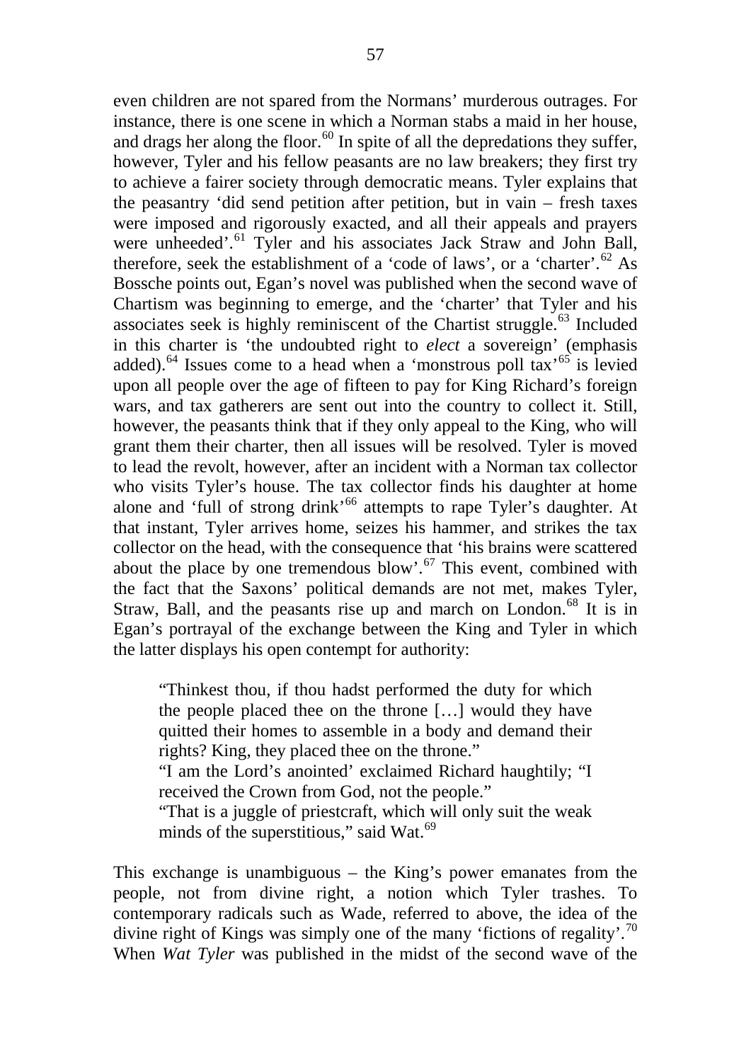even children are not spared from the Normans' murderous outrages. For instance, there is one scene in which a Norman stabs a maid in her house, and drags her along the floor.[60] In spite of all the depredations they suffer, however, Tyler and his fellow peasants are no law breakers; they first try to achieve a fairer society through democratic means. Tyler explains that the peasantry 'did send petition after petition, but in vain – fresh taxes were imposed and rigorously exacted, and all their appeals and prayers were unheeded'.[61] Tyler and his associates Jack Straw and John Ball, therefore, seek the establishment of a 'code of laws', or a 'charter'.[62] As Bossche points out, Egan's novel was published when the second wave of Chartism was beginning to emerge, and the 'charter' that Tyler and his associates seek is highly reminiscent of the Chartist struggle.[63] Included in this charter is 'the undoubted right to *elect* a sovereign' (emphasis added).[64] Issues come to a head when a 'monstrous poll tax'[65] is levied upon all people over the age of fifteen to pay for King Richard's foreign wars, and tax gatherers are sent out into the country to collect it. Still, however, the peasants think that if they only appeal to the King, who will grant them their charter, then all issues will be resolved. Tyler is moved to lead the revolt, however, after an incident with a Norman tax collector who visits Tyler's house. The tax collector finds his daughter at home alone and 'full of strong drink'[66] attempts to rape Tyler's daughter. At that instant, Tyler arrives home, seizes his hammer, and strikes the tax collector on the head, with the consequence that 'his brains were scattered about the place by one tremendous blow'.[67] This event, combined with the fact that the Saxons' political demands are not met, makes Tyler, Straw, Ball, and the peasants rise up and march on London.[68] It is in Egan's portrayal of the exchange between the King and Tyler in which the latter displays his open contempt for authority:

> "Thinkest thou, if thou hadst performed the duty for which the people placed thee on the throne […] would they have quitted their homes to assemble in a body and demand their rights? King, they placed thee on the throne."
> "I am the Lord's anointed' exclaimed Richard haughtily; "I received the Crown from God, not the people."
> "That is a juggle of priestcraft, which will only suit the weak minds of the superstitious," said Wat.[69]

This exchange is unambiguous – the King's power emanates from the people, not from divine right, a notion which Tyler trashes. To contemporary radicals such as Wade, referred to above, the idea of the divine right of Kings was simply one of the many 'fictions of regality'.[70] When *Wat Tyler* was published in the midst of the second wave of the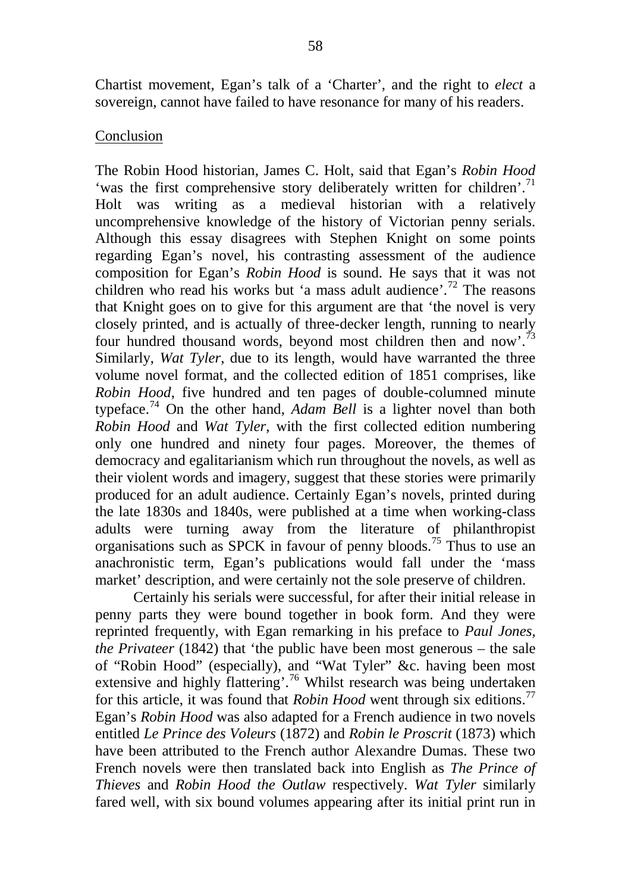Chartist movement, Egan's talk of a 'Charter', and the right to *elect* a sovereign, cannot have failed to have resonance for many of his readers.

## Conclusion

The Robin Hood historian, James C. Holt, said that Egan's *Robin Hood* 'was the first comprehensive story deliberately written for children'.[71] Holt was writing as a medieval historian with a relatively uncomprehensive knowledge of the history of Victorian penny serials. Although this essay disagrees with Stephen Knight on some points regarding Egan's novel, his contrasting assessment of the audience composition for Egan's *Robin Hood* is sound. He says that it was not children who read his works but 'a mass adult audience'.[72] The reasons that Knight goes on to give for this argument are that 'the novel is very closely printed, and is actually of three-decker length, running to nearly four hundred thousand words, beyond most children then and now'.[73] Similarly, *Wat Tyler*, due to its length, would have warranted the three volume novel format, and the collected edition of 1851 comprises, like *Robin Hood*, five hundred and ten pages of double-columned minute typeface.[74] On the other hand, *Adam Bell* is a lighter novel than both *Robin Hood* and *Wat Tyler*, with the first collected edition numbering only one hundred and ninety four pages. Moreover, the themes of democracy and egalitarianism which run throughout the novels, as well as their violent words and imagery, suggest that these stories were primarily produced for an adult audience. Certainly Egan's novels, printed during the late 1830s and 1840s, were published at a time when working-class adults were turning away from the literature of philanthropist organisations such as SPCK in favour of penny bloods.[75] Thus to use an anachronistic term, Egan's publications would fall under the 'mass market' description, and were certainly not the sole preserve of children.

Certainly his serials were successful, for after their initial release in penny parts they were bound together in book form. And they were reprinted frequently, with Egan remarking in his preface to *Paul Jones, the Privateer* (1842) that 'the public have been most generous – the sale of "Robin Hood" (especially), and "Wat Tyler" &c. having been most extensive and highly flattering'.[76] Whilst research was being undertaken for this article, it was found that *Robin Hood* went through six editions.[77] Egan's *Robin Hood* was also adapted for a French audience in two novels entitled *Le Prince des Voleurs* (1872) and *Robin le Proscrit* (1873) which have been attributed to the French author Alexandre Dumas. These two French novels were then translated back into English as *The Prince of Thieves* and *Robin Hood the Outlaw* respectively. *Wat Tyler* similarly fared well, with six bound volumes appearing after its initial print run in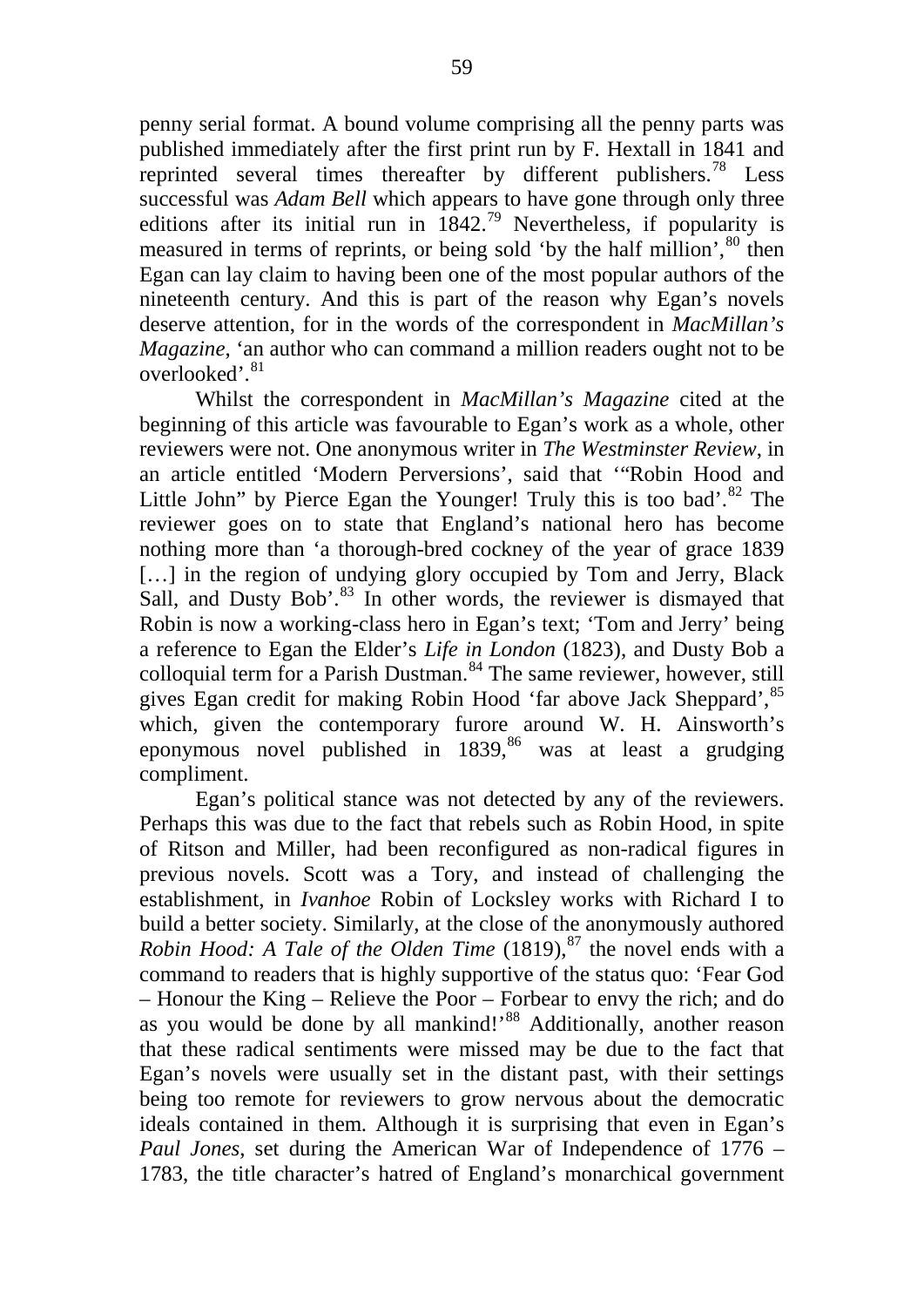penny serial format. A bound volume comprising all the penny parts was published immediately after the first print run by F. Hextall in 1841 and reprinted several times thereafter by different publishers.[78] Less successful was *Adam Bell* which appears to have gone through only three editions after its initial run in 1842.[79] Nevertheless, if popularity is measured in terms of reprints, or being sold 'by the half million',[80] then Egan can lay claim to having been one of the most popular authors of the nineteenth century. And this is part of the reason why Egan's novels deserve attention, for in the words of the correspondent in *MacMillan's Magazine*, 'an author who can command a million readers ought not to be overlooked'.[81]

Whilst the correspondent in *MacMillan's Magazine* cited at the beginning of this article was favourable to Egan's work as a whole, other reviewers were not. One anonymous writer in *The Westminster Review*, in an article entitled 'Modern Perversions', said that '"Robin Hood and Little John" by Pierce Egan the Younger! Truly this is too bad'.[82] The reviewer goes on to state that England's national hero has become nothing more than 'a thorough-bred cockney of the year of grace 1839 […] in the region of undying glory occupied by Tom and Jerry, Black Sall, and Dusty Bob'.[83] In other words, the reviewer is dismayed that Robin is now a working-class hero in Egan's text; 'Tom and Jerry' being a reference to Egan the Elder's *Life in London* (1823), and Dusty Bob a colloquial term for a Parish Dustman.[84] The same reviewer, however, still gives Egan credit for making Robin Hood 'far above Jack Sheppard',[85] which, given the contemporary furore around W. H. Ainsworth's eponymous novel published in 1839,[86] was at least a grudging compliment.

Egan's political stance was not detected by any of the reviewers. Perhaps this was due to the fact that rebels such as Robin Hood, in spite of Ritson and Miller, had been reconfigured as non-radical figures in previous novels. Scott was a Tory, and instead of challenging the establishment, in *Ivanhoe* Robin of Locksley works with Richard I to build a better society. Similarly, at the close of the anonymously authored *Robin Hood: A Tale of the Olden Time* (1819),[87] the novel ends with a command to readers that is highly supportive of the status quo: 'Fear God – Honour the King – Relieve the Poor – Forbear to envy the rich; and do as you would be done by all mankind!'[88] Additionally, another reason that these radical sentiments were missed may be due to the fact that Egan's novels were usually set in the distant past, with their settings being too remote for reviewers to grow nervous about the democratic ideals contained in them. Although it is surprising that even in Egan's *Paul Jones*, set during the American War of Independence of 1776 – 1783, the title character's hatred of England's monarchical government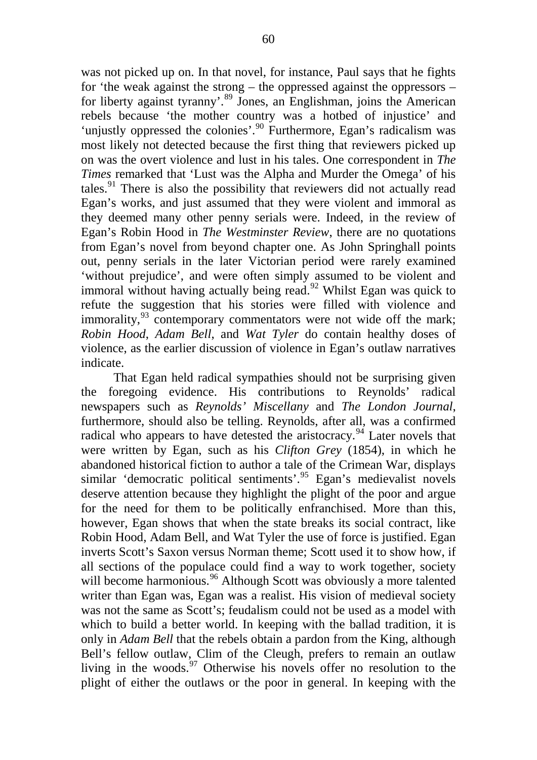was not picked up on. In that novel, for instance, Paul says that he fights for 'the weak against the strong – the oppressed against the oppressors – for liberty against tyranny'.[89] Jones, an Englishman, joins the American rebels because 'the mother country was a hotbed of injustice' and 'unjustly oppressed the colonies'.[90] Furthermore, Egan's radicalism was most likely not detected because the first thing that reviewers picked up on was the overt violence and lust in his tales. One correspondent in *The Times* remarked that 'Lust was the Alpha and Murder the Omega' of his tales.[91] There is also the possibility that reviewers did not actually read Egan's works, and just assumed that they were violent and immoral as they deemed many other penny serials were. Indeed, in the review of Egan's Robin Hood in *The Westminster Review*, there are no quotations from Egan's novel from beyond chapter one. As John Springhall points out, penny serials in the later Victorian period were rarely examined 'without prejudice', and were often simply assumed to be violent and immoral without having actually being read.[92] Whilst Egan was quick to refute the suggestion that his stories were filled with violence and immorality,[93] contemporary commentators were not wide off the mark; *Robin Hood*, *Adam Bell*, and *Wat Tyler* do contain healthy doses of violence, as the earlier discussion of violence in Egan's outlaw narratives indicate.

That Egan held radical sympathies should not be surprising given the foregoing evidence. His contributions to Reynolds' radical newspapers such as *Reynolds' Miscellany* and *The London Journal*, furthermore, should also be telling. Reynolds, after all, was a confirmed radical who appears to have detested the aristocracy.[94] Later novels that were written by Egan, such as his *Clifton Grey* (1854), in which he abandoned historical fiction to author a tale of the Crimean War, displays similar 'democratic political sentiments'.[95] Egan's medievalist novels deserve attention because they highlight the plight of the poor and argue for the need for them to be politically enfranchised. More than this, however, Egan shows that when the state breaks its social contract, like Robin Hood, Adam Bell, and Wat Tyler the use of force is justified. Egan inverts Scott's Saxon versus Norman theme; Scott used it to show how, if all sections of the populace could find a way to work together, society will become harmonious.[96] Although Scott was obviously a more talented writer than Egan was, Egan was a realist. His vision of medieval society was not the same as Scott's; feudalism could not be used as a model with which to build a better world. In keeping with the ballad tradition, it is only in *Adam Bell* that the rebels obtain a pardon from the King, although Bell's fellow outlaw, Clim of the Cleugh, prefers to remain an outlaw living in the woods.[97] Otherwise his novels offer no resolution to the plight of either the outlaws or the poor in general. In keeping with the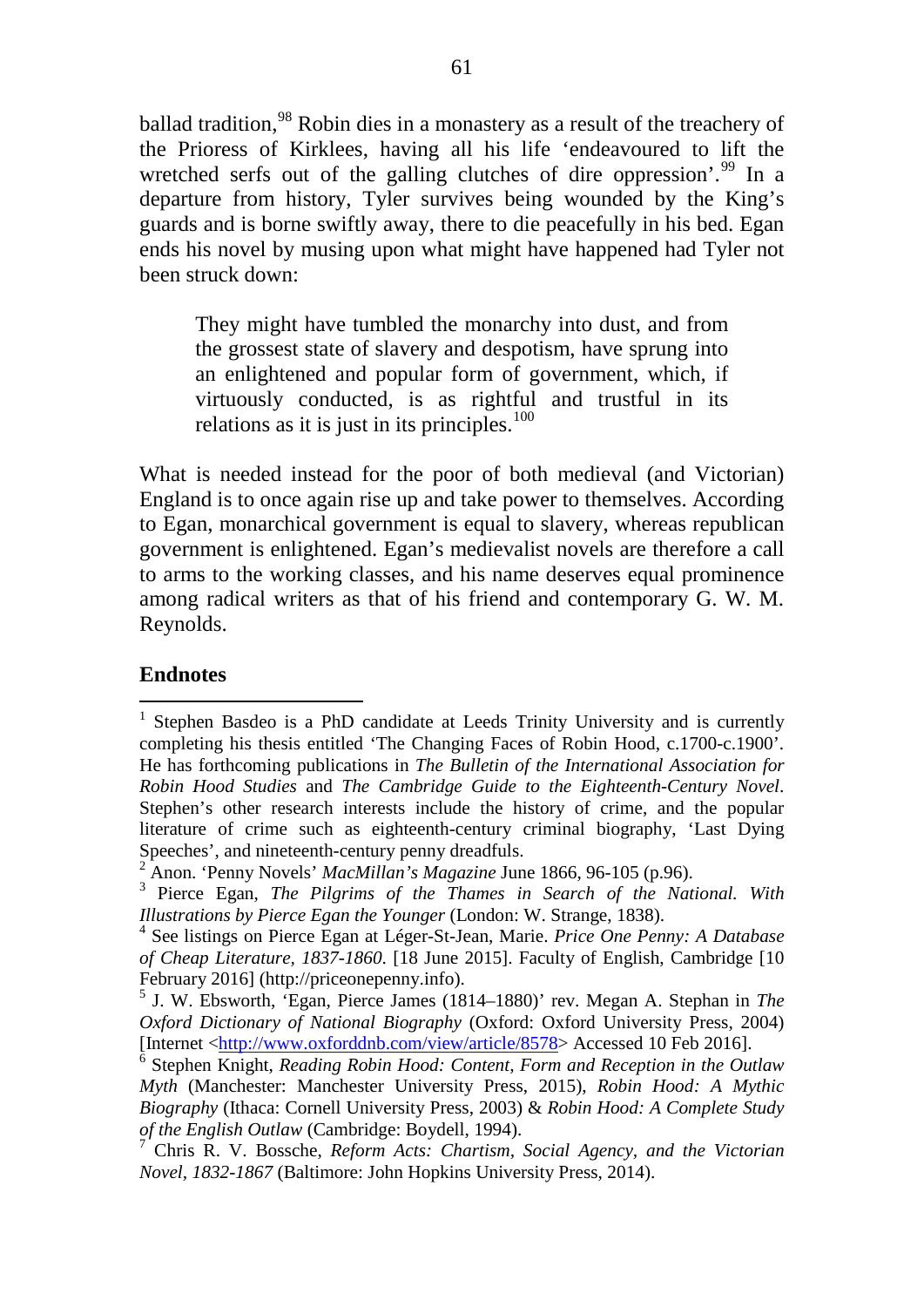ballad tradition,[98] Robin dies in a monastery as a result of the treachery of the Prioress of Kirklees, having all his life 'endeavoured to lift the wretched serfs out of the galling clutches of dire oppression'.[99] In a departure from history, Tyler survives being wounded by the King's guards and is borne swiftly away, there to die peacefully in his bed. Egan ends his novel by musing upon what might have happened had Tyler not been struck down:

> They might have tumbled the monarchy into dust, and from the grossest state of slavery and despotism, have sprung into an enlightened and popular form of government, which, if virtuously conducted, is as rightful and trustful in its relations as it is just in its principles.[100]

What is needed instead for the poor of both medieval (and Victorian) England is to once again rise up and take power to themselves. According to Egan, monarchical government is equal to slavery, whereas republican government is enlightened. Egan's medievalist novels are therefore a call to arms to the working classes, and his name deserves equal prominence among radical writers as that of his friend and contemporary G. W. M. Reynolds.

## Endnotes

[1] Stephen Basdeo is a PhD candidate at Leeds Trinity University and is currently completing his thesis entitled 'The Changing Faces of Robin Hood, c.1700-c.1900'. He has forthcoming publications in *The Bulletin of the International Association for Robin Hood Studies* and *The Cambridge Guide to the Eighteenth-Century Novel*. Stephen's other research interests include the history of crime, and the popular literature of crime such as eighteenth-century criminal biography, 'Last Dying Speeches', and nineteenth-century penny dreadfuls.

[2] Anon. 'Penny Novels' *MacMillan's Magazine* June 1866, 96-105 (p.96).

[3] Pierce Egan, *The Pilgrims of the Thames in Search of the National. With Illustrations by Pierce Egan the Younger* (London: W. Strange, 1838).

[4] See listings on Pierce Egan at Léger-St-Jean, Marie. *Price One Penny: A Database of Cheap Literature, 1837-1860*. [18 June 2015]. Faculty of English, Cambridge [10 February 2016] (http://priceonepenny.info).

[5] J. W. Ebsworth, 'Egan, Pierce James (1814–1880)' rev. Megan A. Stephan in *The Oxford Dictionary of National Biography* (Oxford: Oxford University Press, 2004) [Internet <http://www.oxforddnb.com/view/article/8578> Accessed 10 Feb 2016].

[6] Stephen Knight, *Reading Robin Hood: Content, Form and Reception in the Outlaw Myth* (Manchester: Manchester University Press, 2015), *Robin Hood: A Mythic Biography* (Ithaca: Cornell University Press, 2003) & *Robin Hood: A Complete Study of the English Outlaw* (Cambridge: Boydell, 1994).

[7] Chris R. V. Bossche, *Reform Acts: Chartism, Social Agency, and the Victorian Novel, 1832-1867* (Baltimore: John Hopkins University Press, 2014).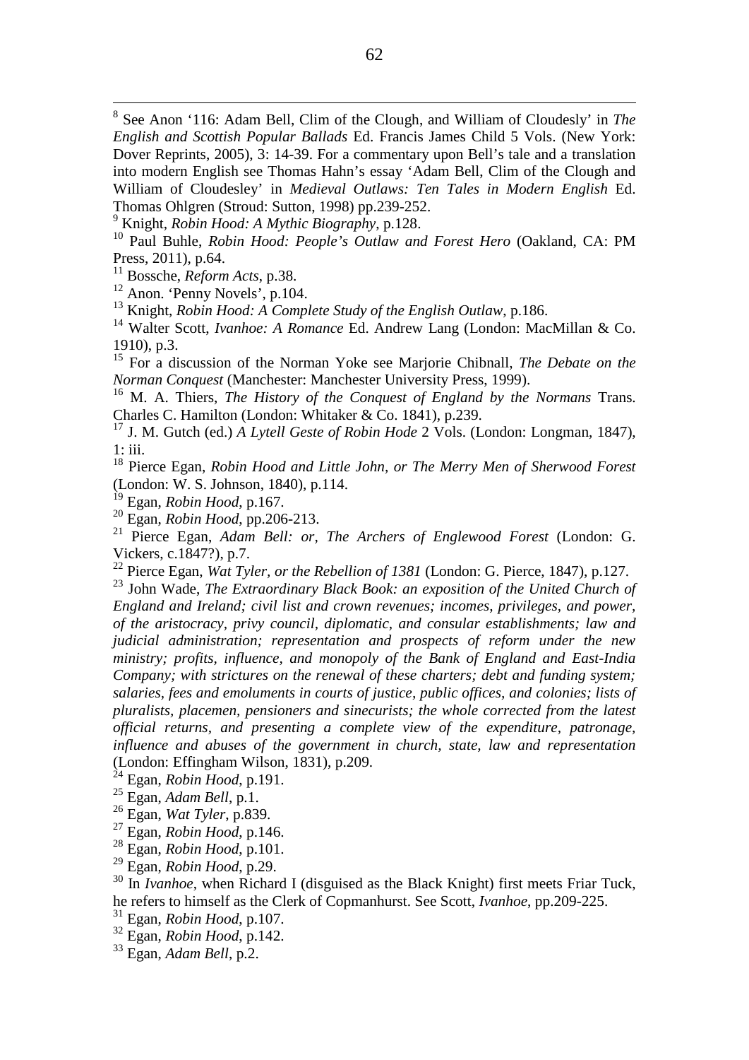[8] See Anon '116: Adam Bell, Clim of the Clough, and William of Cloudesly' in *The English and Scottish Popular Ballads* Ed. Francis James Child 5 Vols. (New York: Dover Reprints, 2005), 3: 14-39. For a commentary upon Bell's tale and a translation into modern English see Thomas Hahn's essay 'Adam Bell, Clim of the Clough and William of Cloudesley' in *Medieval Outlaws: Ten Tales in Modern English* Ed. Thomas Ohlgren (Stroud: Sutton, 1998) pp.239-252.

[9] Knight, *Robin Hood: A Mythic Biography*, p.128.

[10] Paul Buhle, *Robin Hood: People's Outlaw and Forest Hero* (Oakland, CA: PM Press, 2011), p.64.

[11] Bossche, *Reform Acts*, p.38.

[12] Anon. 'Penny Novels', p.104.

[13] Knight, *Robin Hood: A Complete Study of the English Outlaw*, p.186.

[14] Walter Scott, *Ivanhoe: A Romance* Ed. Andrew Lang (London: MacMillan & Co. 1910), p.3.

[15] For a discussion of the Norman Yoke see Marjorie Chibnall, *The Debate on the Norman Conquest* (Manchester: Manchester University Press, 1999).

[16] M. A. Thiers, *The History of the Conquest of England by the Normans* Trans. Charles C. Hamilton (London: Whitaker & Co. 1841), p.239.

[17] J. M. Gutch (ed.) *A Lytell Geste of Robin Hode* 2 Vols. (London: Longman, 1847), 1: iii.

[18] Pierce Egan, *Robin Hood and Little John, or The Merry Men of Sherwood Forest* (London: W. S. Johnson, 1840), p.114.

[19] Egan, *Robin Hood*, p.167.

[20] Egan, *Robin Hood*, pp.206-213.

[21] Pierce Egan, *Adam Bell: or, The Archers of Englewood Forest* (London: G. Vickers, c.1847?), p.7.

[22] Pierce Egan, *Wat Tyler, or the Rebellion of 1381* (London: G. Pierce, 1847), p.127.

[23] John Wade, *The Extraordinary Black Book: an exposition of the United Church of England and Ireland; civil list and crown revenues; incomes, privileges, and power, of the aristocracy, privy council, diplomatic, and consular establishments; law and judicial administration; representation and prospects of reform under the new ministry; profits, influence, and monopoly of the Bank of England and East-India Company; with strictures on the renewal of these charters; debt and funding system; salaries, fees and emoluments in courts of justice, public offices, and colonies; lists of pluralists, placemen, pensioners and sinecurists; the whole corrected from the latest official returns, and presenting a complete view of the expenditure, patronage, influence and abuses of the government in church, state, law and representation* (London: Effingham Wilson, 1831), p.209.

[24] Egan, *Robin Hood*, p.191.

[25] Egan, *Adam Bell*, p.1.

[26] Egan, *Wat Tyler*, p.839.

[27] Egan, *Robin Hood*, p.146.

[28] Egan, *Robin Hood*, p.101.

[29] Egan, *Robin Hood*, p.29.

[30] In *Ivanhoe*, when Richard I (disguised as the Black Knight) first meets Friar Tuck, he refers to himself as the Clerk of Copmanhurst. See Scott, *Ivanhoe*, pp.209-225.

[31] Egan, *Robin Hood*, p.107.

[32] Egan, *Robin Hood*, p.142.

[33] Egan, *Adam Bell*, p.2.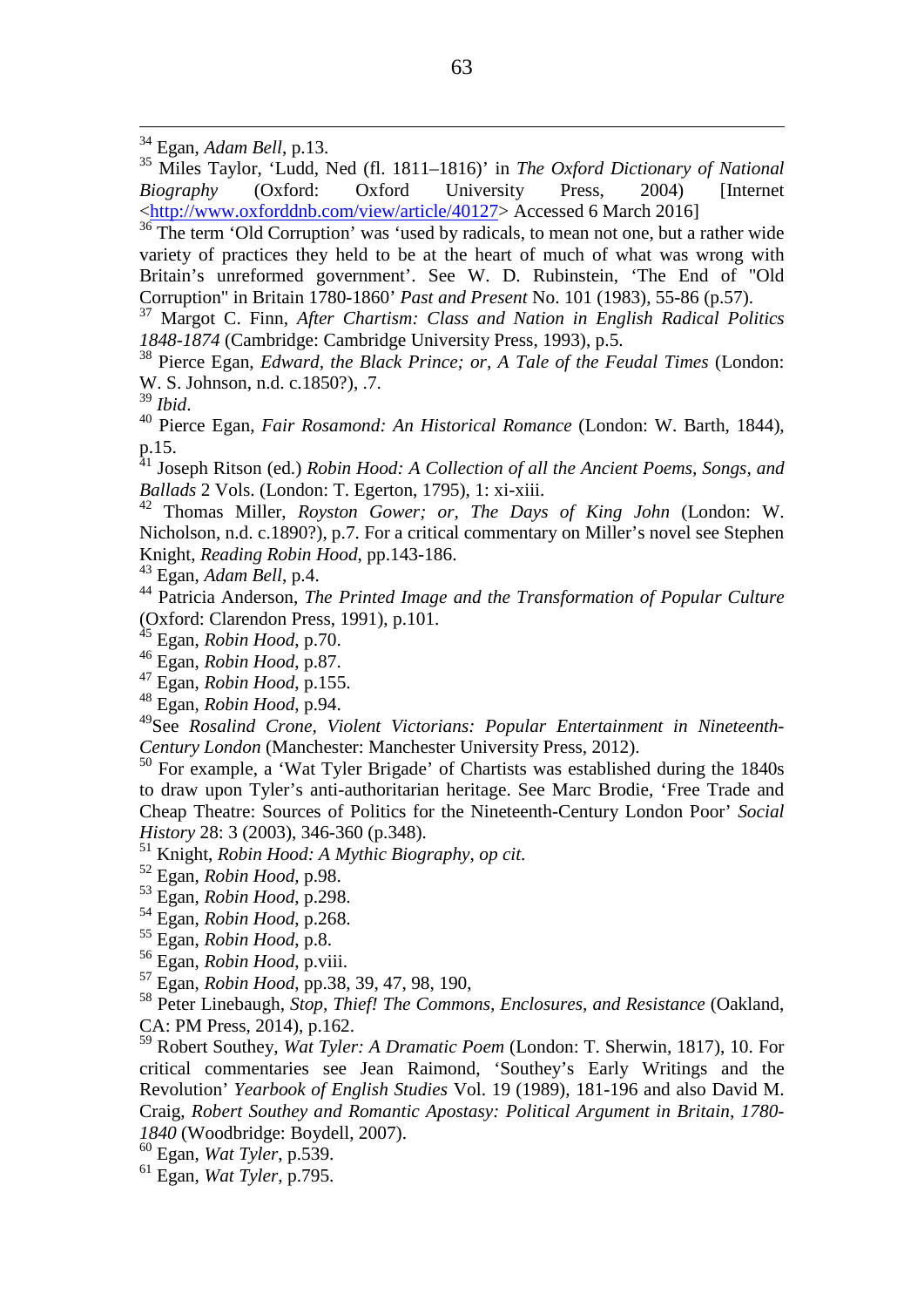[34] Egan, *Adam Bell*, p.13.

[35] Miles Taylor, 'Ludd, Ned (fl. 1811–1816)' in *The Oxford Dictionary of National Biography* (Oxford: Oxford University Press, 2004) [Internet <http://www.oxforddnb.com/view/article/40127> Accessed 6 March 2016]

[36] The term 'Old Corruption' was 'used by radicals, to mean not one, but a rather wide variety of practices they held to be at the heart of much of what was wrong with Britain's unreformed government'. See W. D. Rubinstein, 'The End of "Old Corruption" in Britain 1780-1860' *Past and Present* No. 101 (1983), 55-86 (p.57).

[37] Margot C. Finn, *After Chartism: Class and Nation in English Radical Politics 1848-1874* (Cambridge: Cambridge University Press, 1993), p.5.

[38] Pierce Egan, *Edward, the Black Prince; or, A Tale of the Feudal Times* (London: W. S. Johnson, n.d. c.1850?), .7.

[39] *Ibid*.

[40] Pierce Egan, *Fair Rosamond: An Historical Romance* (London: W. Barth, 1844), p.15.

[41] Joseph Ritson (ed.) *Robin Hood: A Collection of all the Ancient Poems, Songs, and Ballads* 2 Vols. (London: T. Egerton, 1795), 1: xi-xiii.

[42] Thomas Miller, *Royston Gower; or, The Days of King John* (London: W. Nicholson, n.d. c.1890?), p.7. For a critical commentary on Miller's novel see Stephen Knight, *Reading Robin Hood*, pp.143-186.

[43] Egan, *Adam Bell*, p.4.

[44] Patricia Anderson, *The Printed Image and the Transformation of Popular Culture* (Oxford: Clarendon Press, 1991), p.101.

[45] Egan, *Robin Hood*, p.70.

[46] Egan, *Robin Hood*, p.87.

[47] Egan, *Robin Hood*, p.155.

[48] Egan, *Robin Hood*, p.94.

[49]See *Rosalind Crone, Violent Victorians: Popular Entertainment in Nineteenth-Century London* (Manchester: Manchester University Press, 2012).

[50] For example, a 'Wat Tyler Brigade' of Chartists was established during the 1840s to draw upon Tyler's anti-authoritarian heritage. See Marc Brodie, 'Free Trade and Cheap Theatre: Sources of Politics for the Nineteenth-Century London Poor' *Social History* 28: 3 (2003), 346-360 (p.348).

[51] Knight, *Robin Hood: A Mythic Biography*, *op cit*.

[52] Egan, *Robin Hood*, p.98.

[53] Egan, *Robin Hood*, p.298.

[54] Egan, *Robin Hood*, p.268.

[55] Egan, *Robin Hood*, p.8.

[56] Egan, *Robin Hood*, p.viii.

[57] Egan, *Robin Hood*, pp.38, 39, 47, 98, 190,

[58] Peter Linebaugh, *Stop, Thief! The Commons, Enclosures, and Resistance* (Oakland, CA: PM Press, 2014), p.162.

[59] Robert Southey, *Wat Tyler: A Dramatic Poem* (London: T. Sherwin, 1817), 10. For critical commentaries see Jean Raimond, 'Southey's Early Writings and the Revolution' *Yearbook of English Studies* Vol. 19 (1989), 181-196 and also David M. Craig, *Robert Southey and Romantic Apostasy: Political Argument in Britain, 1780-1840* (Woodbridge: Boydell, 2007).

[60] Egan, *Wat Tyler*, p.539.

[61] Egan, *Wat Tyler*, p.795.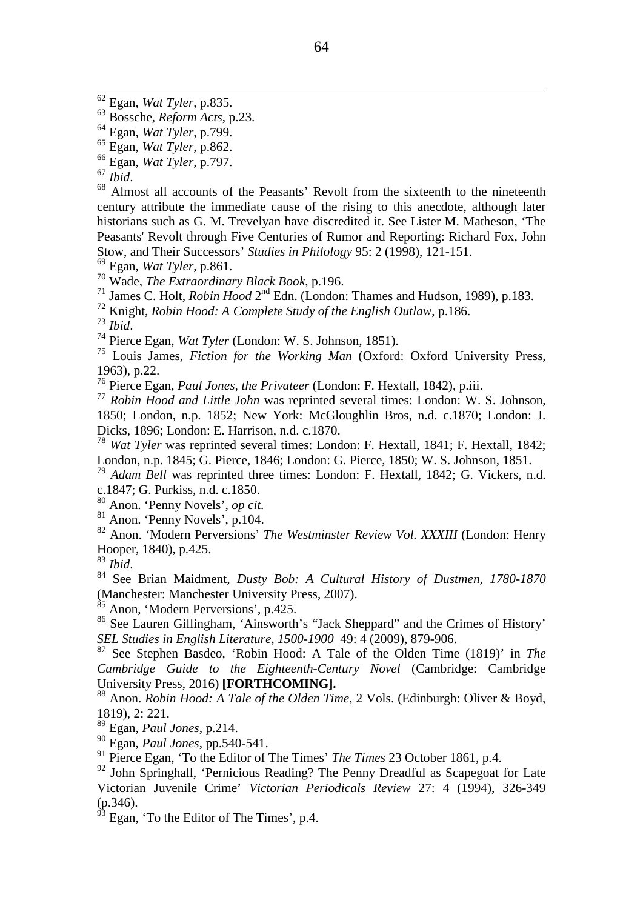[62] Egan, *Wat Tyler*, p.835.

[63] Bossche, *Reform Acts*, p.23.

[64] Egan, *Wat Tyler*, p.799.

[65] Egan, *Wat Tyler*, p.862.

[66] Egan, *Wat Tyler*, p.797.

[67] *Ibid*.

[68] Almost all accounts of the Peasants' Revolt from the sixteenth to the nineteenth century attribute the immediate cause of the rising to this anecdote, although later historians such as G. M. Trevelyan have discredited it. See Lister M. Matheson, 'The Peasants' Revolt through Five Centuries of Rumor and Reporting: Richard Fox, John Stow, and Their Successors' *Studies in Philology* 95: 2 (1998), 121-151.

[69] Egan, *Wat Tyler*, p.861.

[70] Wade, *The Extraordinary Black Book*, p.196.

[71] James C. Holt, *Robin Hood* 2nd Edn. (London: Thames and Hudson, 1989), p.183.

[72] Knight, *Robin Hood: A Complete Study of the English Outlaw*, p.186.

[73] *Ibid*.

[74] Pierce Egan, *Wat Tyler* (London: W. S. Johnson, 1851).

[75] Louis James, *Fiction for the Working Man* (Oxford: Oxford University Press, 1963), p.22.

[76] Pierce Egan, *Paul Jones, the Privateer* (London: F. Hextall, 1842), p.iii.

[77] *Robin Hood and Little John* was reprinted several times: London: W. S. Johnson, 1850; London, n.p. 1852; New York: McGloughlin Bros, n.d. c.1870; London: J. Dicks, 1896; London: E. Harrison, n.d. c.1870.

[78] *Wat Tyler* was reprinted several times: London: F. Hextall, 1841; F. Hextall, 1842; London, n.p. 1845; G. Pierce, 1846; London: G. Pierce, 1850; W. S. Johnson, 1851.

[79] *Adam Bell* was reprinted three times: London: F. Hextall, 1842; G. Vickers, n.d. c.1847; G. Purkiss, n.d. c.1850.

[80] Anon. 'Penny Novels', *op cit.*

[81] Anon. 'Penny Novels', p.104.

[82] Anon. 'Modern Perversions' *The Westminster Review Vol. XXXIII* (London: Henry Hooper, 1840), p.425.

[83] *Ibid*.

[84] See Brian Maidment, *Dusty Bob: A Cultural History of Dustmen, 1780-1870* (Manchester: Manchester University Press, 2007).

[85] Anon, 'Modern Perversions', p.425.

[86] See Lauren Gillingham, 'Ainsworth's "Jack Sheppard" and the Crimes of History' *SEL Studies in English Literature, 1500-1900* 49: 4 (2009), 879-906.

[87] See Stephen Basdeo, 'Robin Hood: A Tale of the Olden Time (1819)' in *The Cambridge Guide to the Eighteenth-Century Novel* (Cambridge: Cambridge University Press, 2016) **[FORTHCOMING].**

[88] Anon. *Robin Hood: A Tale of the Olden Time*, 2 Vols. (Edinburgh: Oliver & Boyd, 1819), 2: 221.

[89] Egan, *Paul Jones*, p.214.

[90] Egan, *Paul Jones*, pp.540-541.

[91] Pierce Egan, 'To the Editor of The Times' *The Times* 23 October 1861, p.4.

[92] John Springhall, 'Pernicious Reading? The Penny Dreadful as Scapegoat for Late Victorian Juvenile Crime' *Victorian Periodicals Review* 27: 4 (1994), 326-349 (p.346).

[93] Egan, 'To the Editor of The Times', p.4.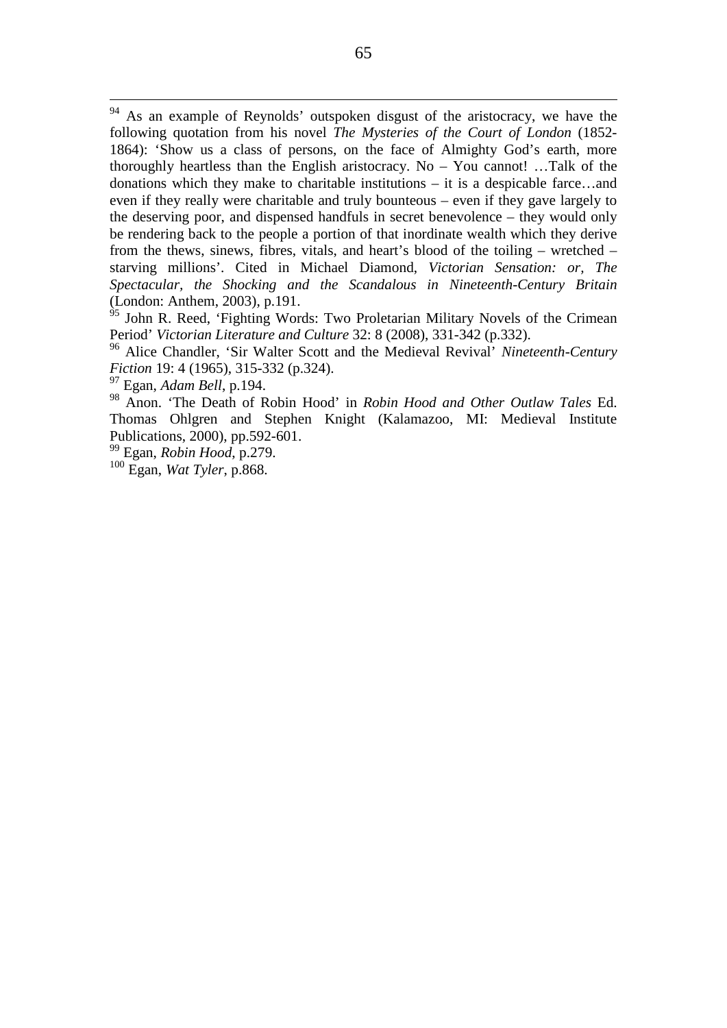[94] As an example of Reynolds' outspoken disgust of the aristocracy, we have the following quotation from his novel *The Mysteries of the Court of London* (1852-1864): 'Show us a class of persons, on the face of Almighty God's earth, more thoroughly heartless than the English aristocracy. No – You cannot! …Talk of the donations which they make to charitable institutions – it is a despicable farce…and even if they really were charitable and truly bounteous – even if they gave largely to the deserving poor, and dispensed handfuls in secret benevolence – they would only be rendering back to the people a portion of that inordinate wealth which they derive from the thews, sinews, fibres, vitals, and heart's blood of the toiling – wretched – starving millions'. Cited in Michael Diamond, *Victorian Sensation: or, The Spectacular, the Shocking and the Scandalous in Nineteenth-Century Britain* (London: Anthem, 2003), p.191.

[95] John R. Reed, 'Fighting Words: Two Proletarian Military Novels of the Crimean Period' *Victorian Literature and Culture* 32: 8 (2008), 331-342 (p.332).

[96] Alice Chandler, 'Sir Walter Scott and the Medieval Revival' *Nineteenth-Century Fiction* 19: 4 (1965), 315-332 (p.324).

[97] Egan, *Adam Bell*, p.194.

[98] Anon. 'The Death of Robin Hood' in *Robin Hood and Other Outlaw Tales* Ed. Thomas Ohlgren and Stephen Knight (Kalamazoo, MI: Medieval Institute Publications, 2000), pp.592-601.

[99] Egan, *Robin Hood*, p.279.

[100] Egan, *Wat Tyler*, p.868.